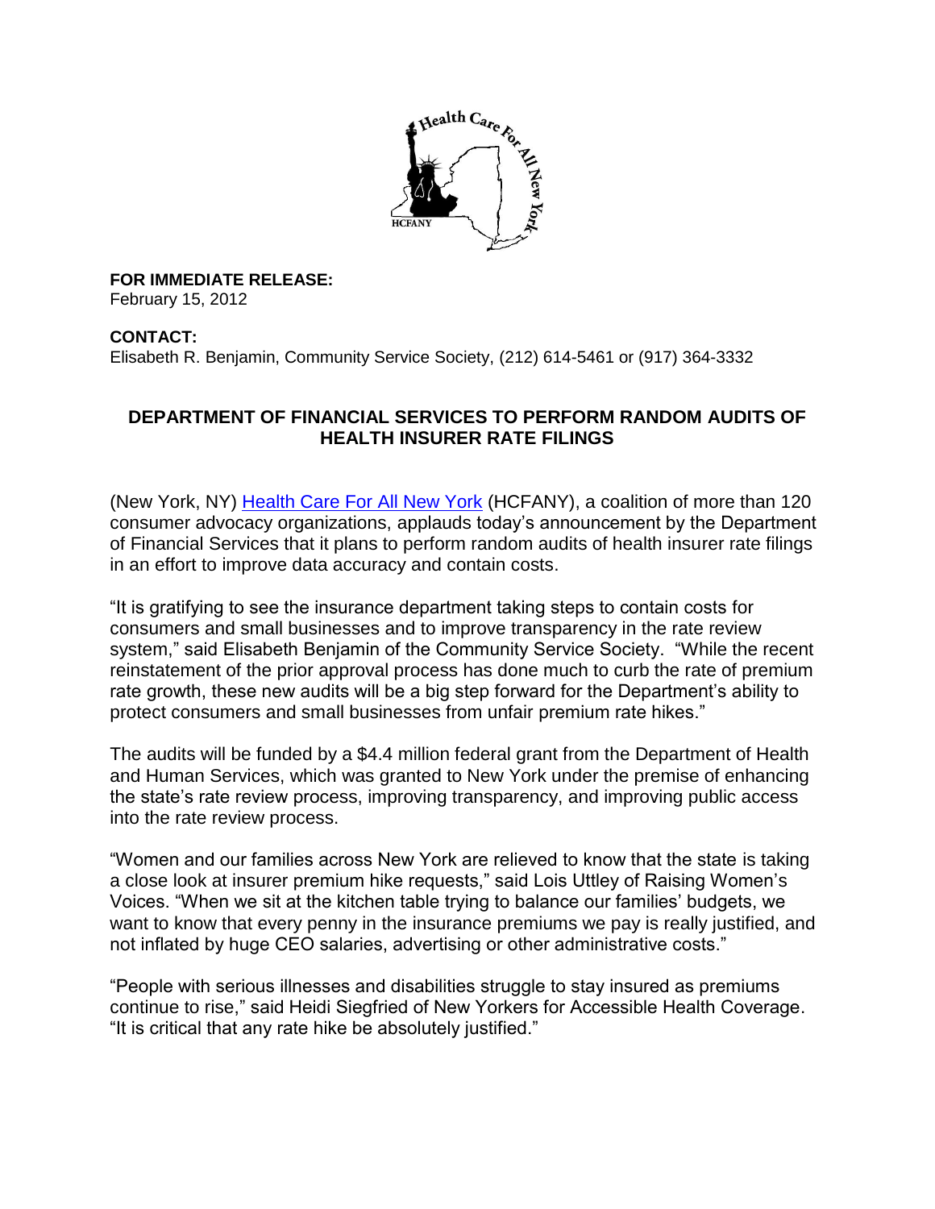**FOR IMMEDIATE RELEASE:**
February 15, 2012

**CONTACT:**
Elisabeth R. Benjamin, Community Service Society, (212) 614-5461 or (917) 364-3332

## DEPARTMENT OF FINANCIAL SERVICES TO PERFORM RANDOM AUDITS OF HEALTH INSURER RATE FILINGS

(New York, NY) Health Care For All New York (HCFANY), a coalition of more than 120 consumer advocacy organizations, applauds today's announcement by the Department of Financial Services that it plans to perform random audits of health insurer rate filings in an effort to improve data accuracy and contain costs.

"It is gratifying to see the insurance department taking steps to contain costs for consumers and small businesses and to improve transparency in the rate review system," said Elisabeth Benjamin of the Community Service Society. "While the recent reinstatement of the prior approval process has done much to curb the rate of premium rate growth, these new audits will be a big step forward for the Department's ability to protect consumers and small businesses from unfair premium rate hikes."

The audits will be funded by a $4.4 million federal grant from the Department of Health and Human Services, which was granted to New York under the premise of enhancing the state's rate review process, improving transparency, and improving public access into the rate review process.

"Women and our families across New York are relieved to know that the state is taking a close look at insurer premium hike requests," said Lois Uttley of Raising Women's Voices. "When we sit at the kitchen table trying to balance our families' budgets, we want to know that every penny in the insurance premiums we pay is really justified, and not inflated by huge CEO salaries, advertising or other administrative costs."

"People with serious illnesses and disabilities struggle to stay insured as premiums continue to rise," said Heidi Siegfried of New Yorkers for Accessible Health Coverage. "It is critical that any rate hike be absolutely justified."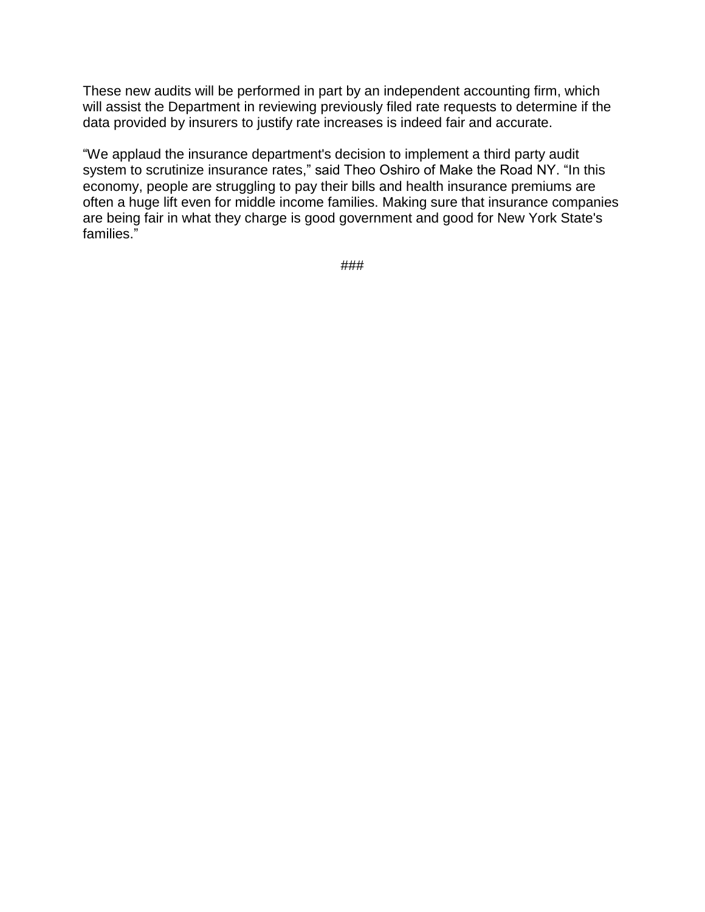These new audits will be performed in part by an independent accounting firm, which will assist the Department in reviewing previously filed rate requests to determine if the data provided by insurers to justify rate increases is indeed fair and accurate.

"We applaud the insurance department's decision to implement a third party audit system to scrutinize insurance rates," said Theo Oshiro of Make the Road NY. "In this economy, people are struggling to pay their bills and health insurance premiums are often a huge lift even for middle income families. Making sure that insurance companies are being fair in what they charge is good government and good for New York State's families."

###